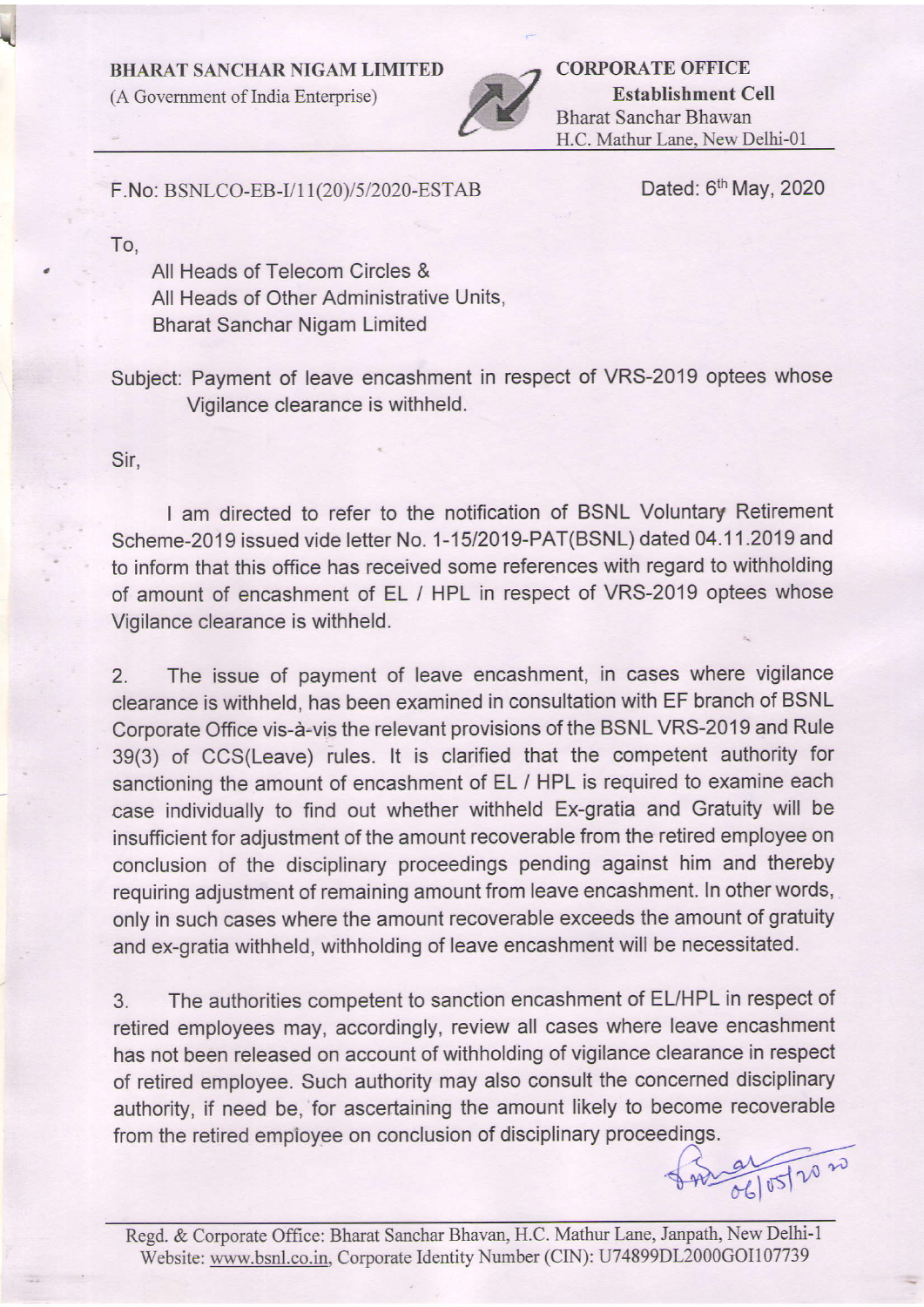**BHARAT SANCHAR NIGAM LIMITED**
(A Government of India Enterprise)

**CORPORATE OFFICE**
**Establishment Cell**
Bharat Sanchar Bhawan
H.C. Mathur Lane, New Delhi-01

F.No: BSNLCO-EB-I/11(20)/5/2020-ESTAB

Dated: 6th May, 2020

To,

All Heads of Telecom Circles &
All Heads of Other Administrative Units,
Bharat Sanchar Nigam Limited

Subject: Payment of leave encashment in respect of VRS-2019 optees whose Vigilance clearance is withheld.

Sir,

I am directed to refer to the notification of BSNL Voluntary Retirement Scheme-2019 issued vide letter No. 1-15/2019-PAT(BSNL) dated 04.11.2019 and to inform that this office has received some references with regard to withholding of amount of encashment of EL / HPL in respect of VRS-2019 optees whose Vigilance clearance is withheld.

2. The issue of payment of leave encashment, in cases where vigilance clearance is withheld, has been examined in consultation with EF branch of BSNL Corporate Office vis-à-vis the relevant provisions of the BSNL VRS-2019 and Rule 39(3) of CCS(Leave) rules. It is clarified that the competent authority for sanctioning the amount of encashment of EL / HPL is required to examine each case individually to find out whether withheld Ex-gratia and Gratuity will be insufficient for adjustment of the amount recoverable from the retired employee on conclusion of the disciplinary proceedings pending against him and thereby requiring adjustment of remaining amount from leave encashment. In other words, only in such cases where the amount recoverable exceeds the amount of gratuity and ex-gratia withheld, withholding of leave encashment will be necessitated.

3. The authorities competent to sanction encashment of EL/HPL in respect of retired employees may, accordingly, review all cases where leave encashment has not been released on account of withholding of vigilance clearance in respect of retired employee. Such authority may also consult the concerned disciplinary authority, if need be, for ascertaining the amount likely to become recoverable from the retired employee on conclusion of disciplinary proceedings.

06/05/2020

Regd. & Corporate Office: Bharat Sanchar Bhavan, H.C. Mathur Lane, Janpath, New Delhi-1
Website: www.bsnl.co.in, Corporate Identity Number (CIN): U74899DL2000GOI107739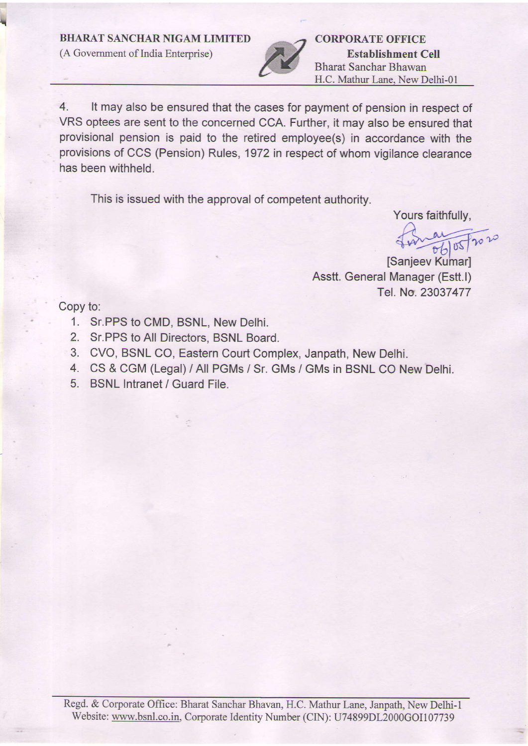BHARAT SANCHAR NIGAM LIMITED
(A Government of India Enterprise)

CORPORATE OFFICE
**Establishment Cell**
Bharat Sanchar Bhawan
H.C. Mathur Lane, New Delhi-01

4. It may also be ensured that the cases for payment of pension in respect of VRS optees are sent to the concerned CCA. Further, it may also be ensured that provisional pension is paid to the retired employee(s) in accordance with the provisions of CCS (Pension) Rules, 1972 in respect of whom vigilance clearance has been withheld.

This is issued with the approval of competent authority.

Yours faithfully,

06/05/2020

[Sanjeev Kumar]
Asstt. General Manager (Estt.I)
Tel. No. 23037477

Copy to:

1. Sr.PPS to CMD, BSNL, New Delhi.
2. Sr.PPS to All Directors, BSNL Board.
3. CVO, BSNL CO, Eastern Court Complex, Janpath, New Delhi.
4. CS & CGM (Legal) / All PGMs / Sr. GMs / GMs in BSNL CO New Delhi.
5. BSNL Intranet / Guard File.

Regd. & Corporate Office: Bharat Sanchar Bhavan, H.C. Mathur Lane, Janpath, New Delhi-1
Website: www.bsnl.co.in, Corporate Identity Number (CIN): U74899DL2000GOI107739